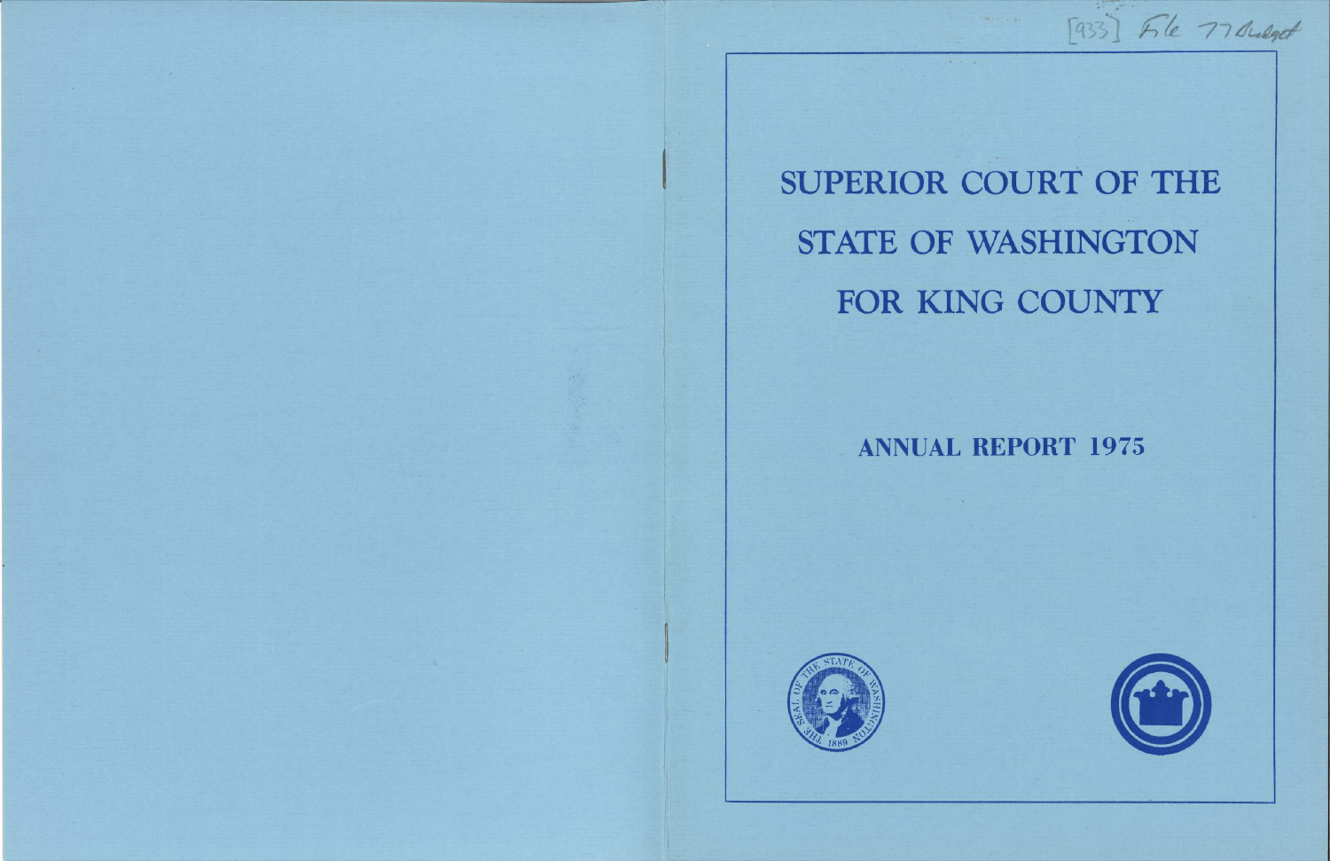[933] File 77 Budget

# SUPERIOR COURT OF THE STATE OF WASHINGTON FOR KING COUNTY

## ANNUAL REPORT 1975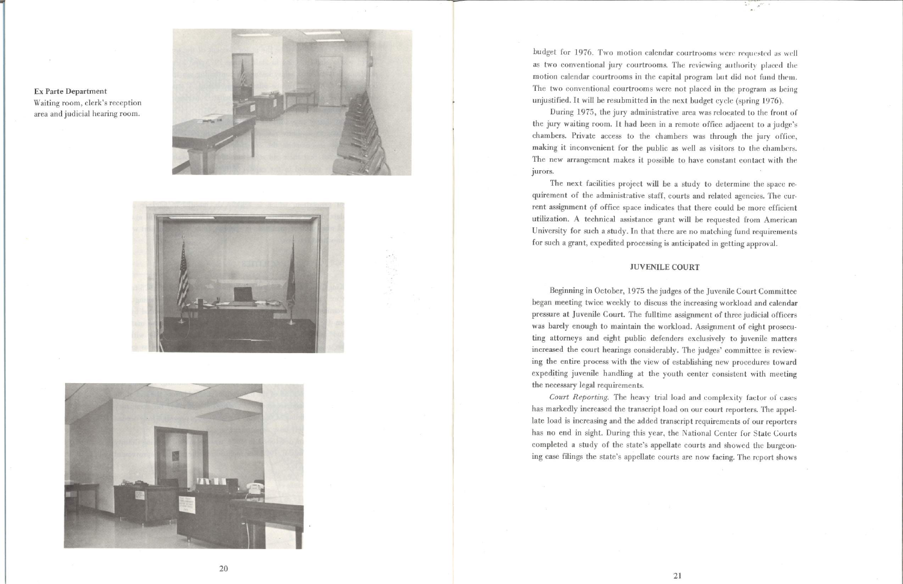**Ex Parte Department**
Waiting room, clerk's reception area and judicial hearing room.

budget for 1976. Two motion calendar courtrooms were requested as well as two conventional jury courtrooms. The reviewing authority placed the motion calendar courtrooms in the capital program but did not fund them. The two conventional courtrooms were not placed in the program as being unjustified. It will be resubmitted in the next budget cycle (spring 1976).

During 1975, the jury administrative area was relocated to the front of the jury waiting room. It had been in a remote office adjacent to a judge's chambers. Private access to the chambers was through the jury office, making it inconvenient for the public as well as visitors to the chambers. The new arrangement makes it possible to have constant contact with the jurors.

The next facilities project will be a study to determine the space requirement of the administrative staff, courts and related agencies. The current assignment of office space indicates that there could be more efficient utilization. A technical assistance grant will be requested from American University for such a study. In that there are no matching fund requirements for such a grant, expedited processing is anticipated in getting approval.

## JUVENILE COURT

Beginning in October, 1975 the judges of the Juvenile Court Committee began meeting twice weekly to discuss the increasing workload and calendar pressure at Juvenile Court. The fulltime assignment of three judicial officers was barely enough to maintain the workload. Assignment of eight prosecuting attorneys and eight public defenders exclusively to juvenile matters increased the court hearings considerably. The judges' committee is reviewing the entire process with the view of establishing new procedures toward expediting juvenile handling at the youth center consistent with meeting the necessary legal requirements.

*Court Reporting.* The heavy trial load and complexity factor of cases has markedly increased the transcript load on our court reporters. The appellate load is increasing and the added transcript requirements of our reporters has no end in sight. During this year, the National Center for State Courts completed a study of the state's appellate courts and showed the burgeoning case filings the state's appellate courts are now facing. The report shows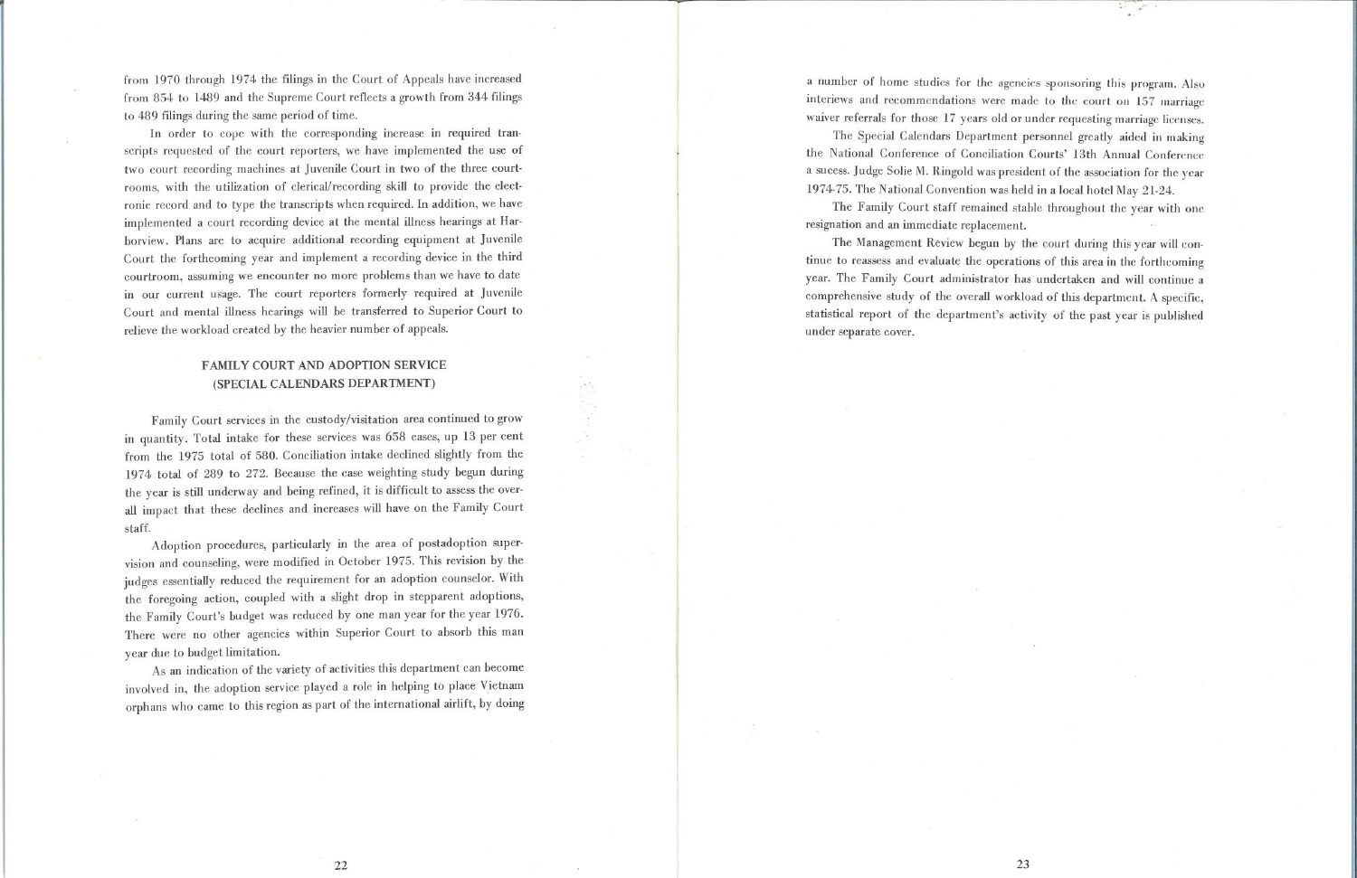from 1970 through 1974 the filings in the Court of Appeals have increased from 854 to 1489 and the Supreme Court reflects a growth from 344 filings to 489 filings during the same period of time.

In order to cope with the corresponding increase in required transcripts requested of the court reporters, we have implemented the use of two court recording machines at Juvenile Court in two of the three courtrooms, with the utilization of clerical/recording skill to provide the electronic record and to type the transcripts when required. In addition, we have implemented a court recording device at the mental illness hearings at Harborview. Plans are to acquire additional recording equipment at Juvenile Court the forthcoming year and implement a recording device in the third courtroom, assuming we encounter no more problems than we have to date in our current usage. The court reporters formerly required at Juvenile Court and mental illness hearings will be transferred to Superior Court to relieve the workload created by the heavier number of appeals.

## FAMILY COURT AND ADOPTION SERVICE (SPECIAL CALENDARS DEPARTMENT)

Family Court services in the custody/visitation area continued to grow in quantity. Total intake for these services was 658 cases, up 13 per cent from the 1975 total of 580. Conciliation intake declined slightly from the 1974 total of 289 to 272. Because the case weighting study begun during the year is still underway and being refined, it is difficult to assess the overall impact that these declines and increases will have on the Family Court staff.

Adoption procedures, particularly in the area of postadoption supervision and counseling, were modified in October 1975. This revision by the judges essentially reduced the requirement for an adoption counselor. With the foregoing action, coupled with a slight drop in stepparent adoptions, the Family Court's budget was reduced by one man year for the year 1976. There were no other agencies within Superior Court to absorb this man year due to budget limitation.

As an indication of the variety of activities this department can become involved in, the adoption service played a role in helping to place Vietnam orphans who came to this region as part of the international airlift, by doing a number of home studies for the agencies sponsoring this program. Also interviews and recommendations were made to the court on 157 marriage waiver referrals for those 17 years old or under requesting marriage licenses.

The Special Calendars Department personnel greatly aided in making the National Conference of Conciliation Courts' 13th Annual Conference a sucess. Judge Solie M. Ringold was president of the association for the year 1974-75. The National Convention was held in a local hotel May 21-24.

The Family Court staff remained stable throughout the year with one resignation and an immediate replacement.

The Management Review begun by the court during this year will continue to reassess and evaluate the operations of this area in the forthcoming year. The Family Court administrator has undertaken and will continue a comprehensive study of the overall workload of this department. A specific, statistical report of the department's activity of the past year is published under separate cover.